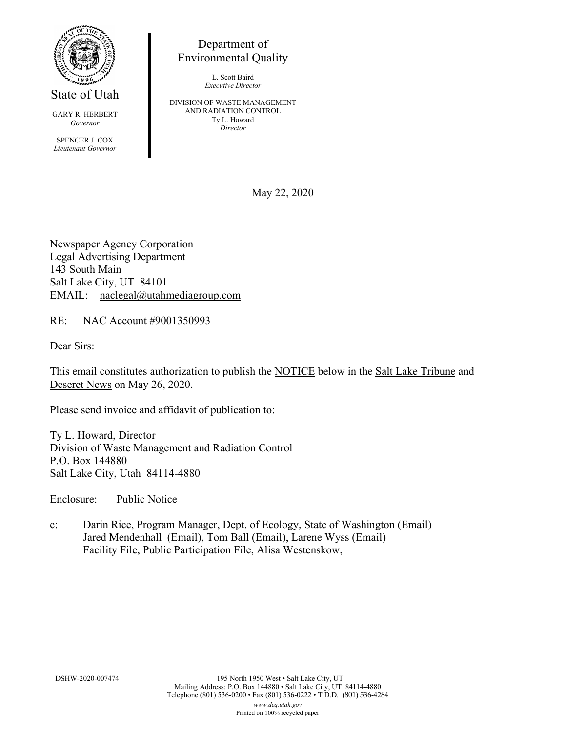State of Utah

GARY R. HERBERT
*Governor*

SPENCER J. COX
*Lieutenant Governor*

Department of
Environmental Quality

L. Scott Baird
*Executive Director*

DIVISION OF WASTE MANAGEMENT
AND RADIATION CONTROL
Ty L. Howard
*Director*

May 22, 2020

Newspaper Agency Corporation
Legal Advertising Department
143 South Main
Salt Lake City, UT 84101
EMAIL: naclegal@utahmediagroup.com

RE: NAC Account #9001350993

Dear Sirs:

This email constitutes authorization to publish the NOTICE below in the Salt Lake Tribune and Deseret News on May 26, 2020.

Please send invoice and affidavit of publication to:

Ty L. Howard, Director
Division of Waste Management and Radiation Control
P.O. Box 144880
Salt Lake City, Utah 84114-4880

Enclosure: Public Notice

c: Darin Rice, Program Manager, Dept. of Ecology, State of Washington (Email)
Jared Mendenhall (Email), Tom Ball (Email), Larene Wyss (Email)
Facility File, Public Participation File, Alisa Westenskow,

DSHW-2020-007474

195 North 1950 West • Salt Lake City, UT
Mailing Address: P.O. Box 144880 • Salt Lake City, UT 84114-4880
Telephone (801) 536-0200 • Fax (801) 536-0222 • T.D.D. (801) 536-4284
*www.deq.utah.gov*
Printed on 100% recycled paper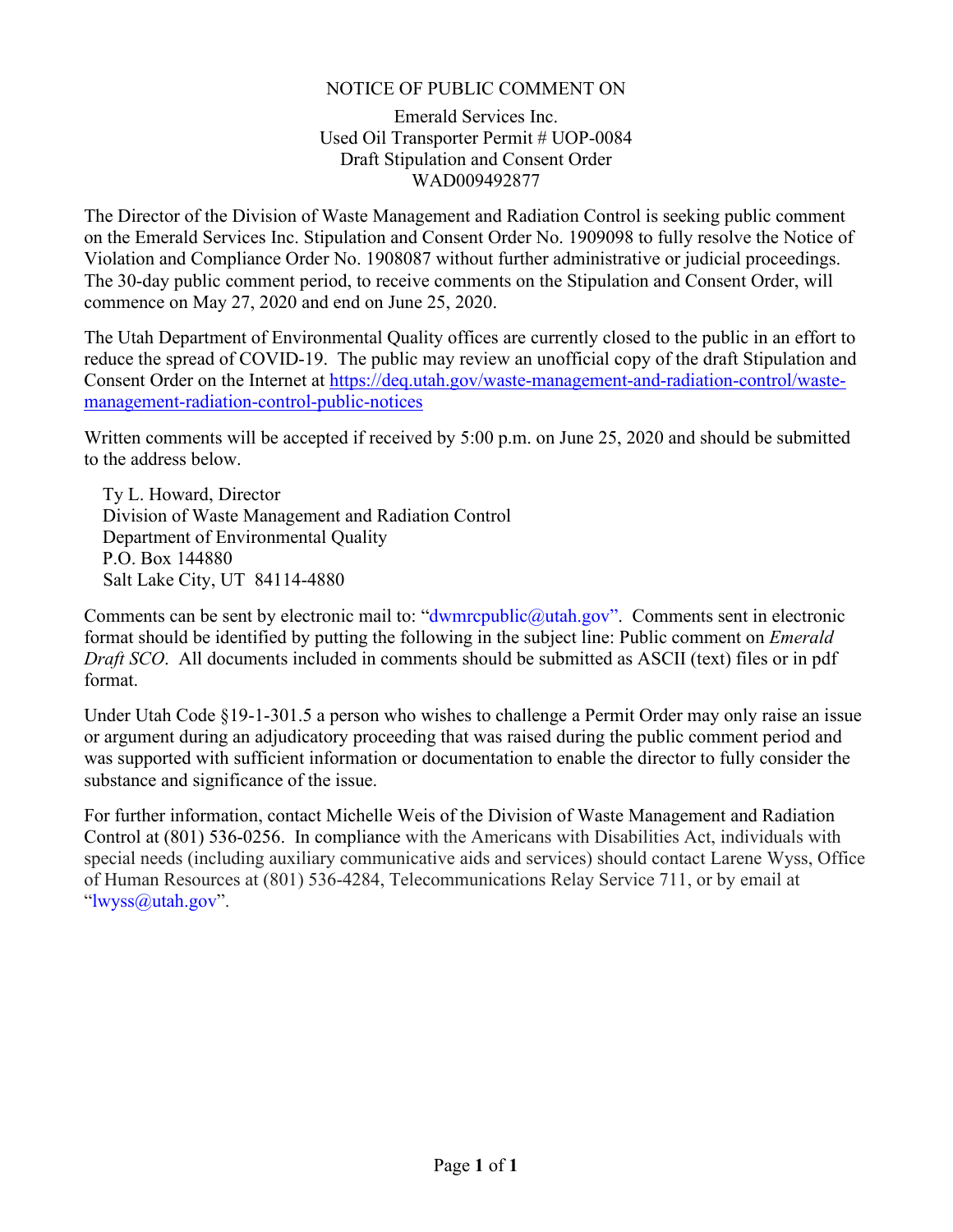NOTICE OF PUBLIC COMMENT ON

Emerald Services Inc.
Used Oil Transporter Permit # UOP-0084
Draft Stipulation and Consent Order
WAD009492877

The Director of the Division of Waste Management and Radiation Control is seeking public comment on the Emerald Services Inc. Stipulation and Consent Order No. 1909098 to fully resolve the Notice of Violation and Compliance Order No. 1908087 without further administrative or judicial proceedings. The 30-day public comment period, to receive comments on the Stipulation and Consent Order, will commence on May 27, 2020 and end on June 25, 2020.

The Utah Department of Environmental Quality offices are currently closed to the public in an effort to reduce the spread of COVID-19. The public may review an unofficial copy of the draft Stipulation and Consent Order on the Internet at https://deq.utah.gov/waste-management-and-radiation-control/waste-management-radiation-control-public-notices

Written comments will be accepted if received by 5:00 p.m. on June 25, 2020 and should be submitted to the address below.

Ty L. Howard, Director
Division of Waste Management and Radiation Control
Department of Environmental Quality
P.O. Box 144880
Salt Lake City, UT 84114-4880

Comments can be sent by electronic mail to: "dwmrcpublic@utah.gov". Comments sent in electronic format should be identified by putting the following in the subject line: Public comment on *Emerald Draft SCO*. All documents included in comments should be submitted as ASCII (text) files or in pdf format.

Under Utah Code §19-1-301.5 a person who wishes to challenge a Permit Order may only raise an issue or argument during an adjudicatory proceeding that was raised during the public comment period and was supported with sufficient information or documentation to enable the director to fully consider the substance and significance of the issue.

For further information, contact Michelle Weis of the Division of Waste Management and Radiation Control at (801) 536-0256. In compliance with the Americans with Disabilities Act, individuals with special needs (including auxiliary communicative aids and services) should contact Larene Wyss, Office of Human Resources at (801) 536-4284, Telecommunications Relay Service 711, or by email at "lwyss@utah.gov".